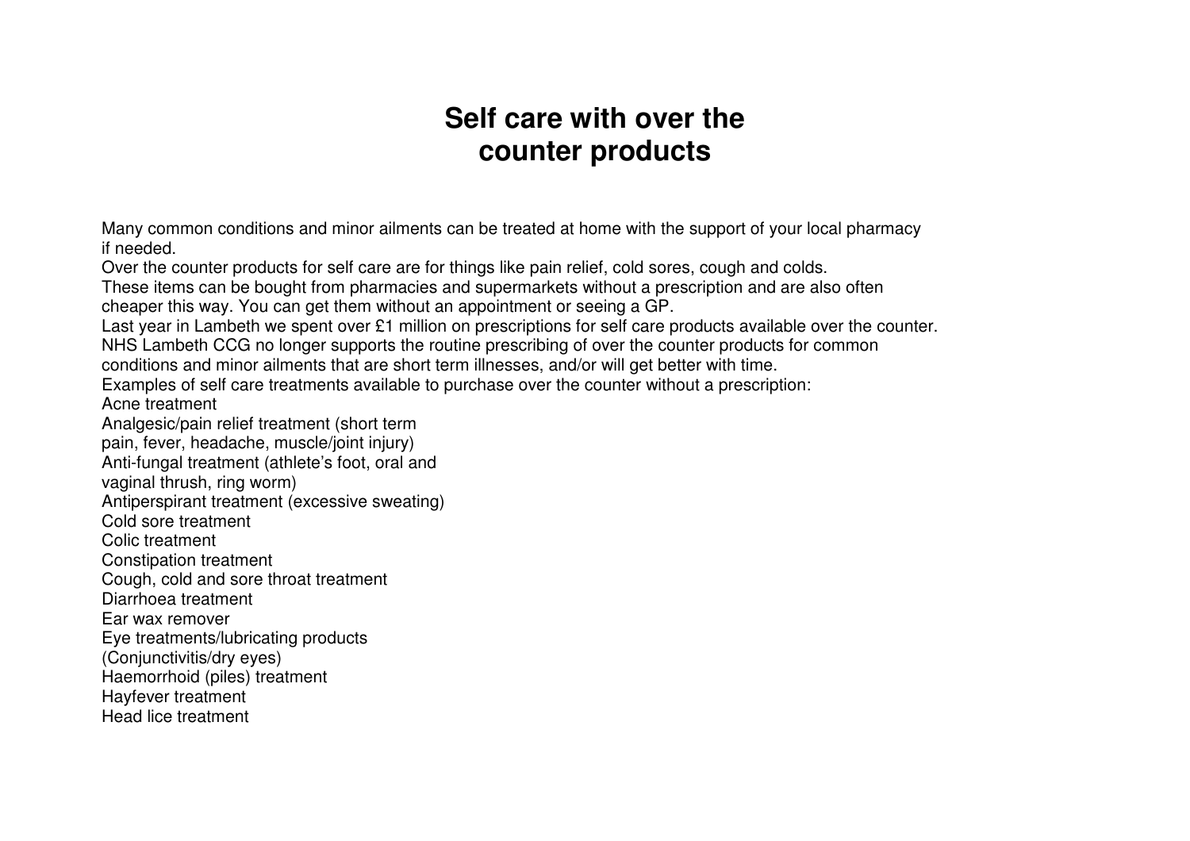# Self care with over the counter products

Many common conditions and minor ailments can be treated at home with the support of your local pharmacy if needed.

Over the counter products for self care are for things like pain relief, cold sores, cough and colds.

These items can be bought from pharmacies and supermarkets without a prescription and are also often cheaper this way. You can get them without an appointment or seeing a GP.

Last year in Lambeth we spent over £1 million on prescriptions for self care products available over the counter.

NHS Lambeth CCG no longer supports the routine prescribing of over the counter products for common conditions and minor ailments that are short term illnesses, and/or will get better with time.

Examples of self care treatments available to purchase over the counter without a prescription:

Acne treatment
Analgesic/pain relief treatment (short term pain, fever, headache, muscle/joint injury)
Anti-fungal treatment (athlete's foot, oral and vaginal thrush, ring worm)
Antiperspirant treatment (excessive sweating)
Cold sore treatment
Colic treatment
Constipation treatment
Cough, cold and sore throat treatment
Diarrhoea treatment
Ear wax remover
Eye treatments/lubricating products (Conjunctivitis/dry eyes)
Haemorrhoid (piles) treatment
Hayfever treatment
Head lice treatment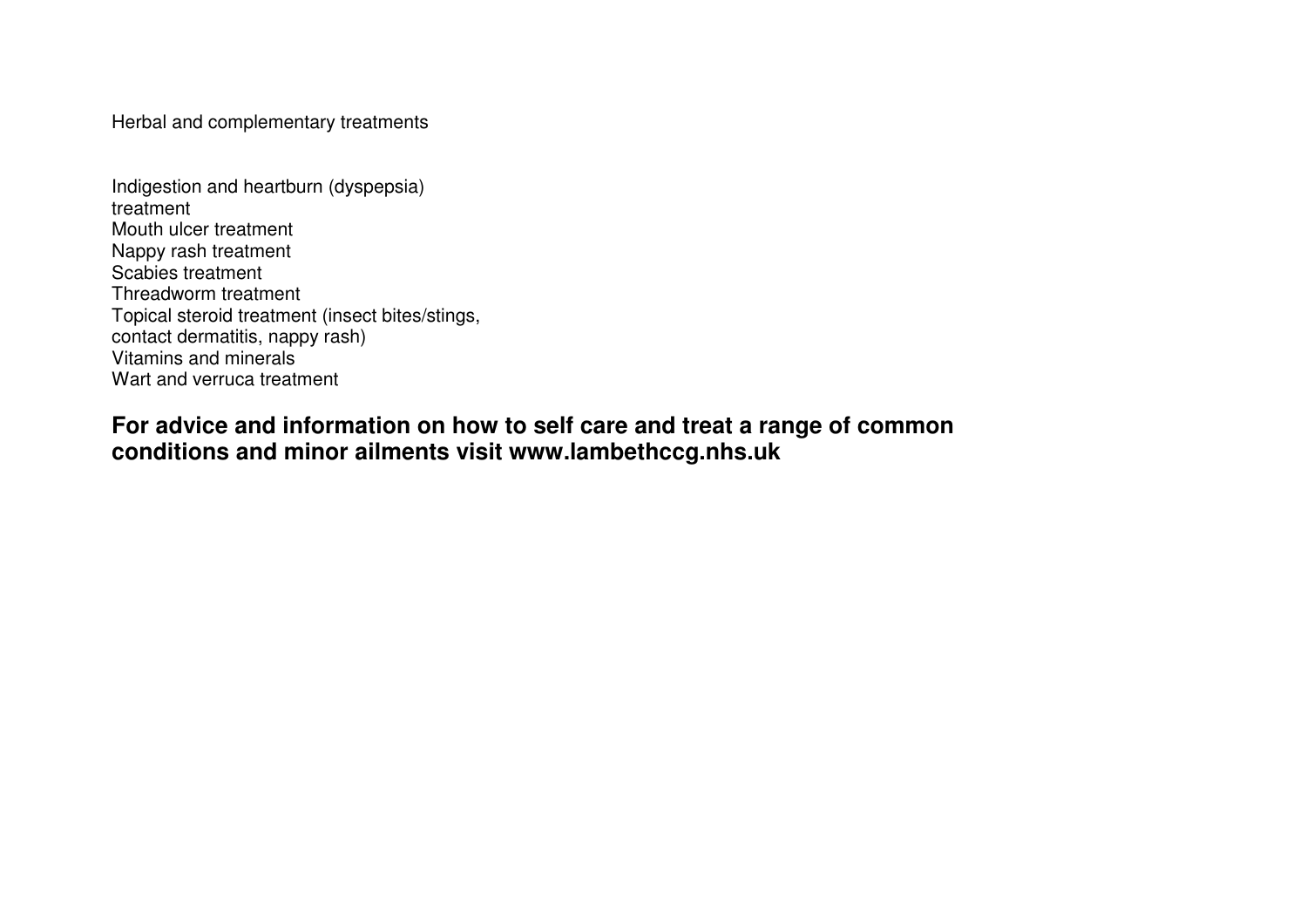Herbal and complementary treatments

Indigestion and heartburn (dyspepsia) treatment
Mouth ulcer treatment
Nappy rash treatment
Scabies treatment
Threadworm treatment
Topical steroid treatment (insect bites/stings, contact dermatitis, nappy rash)
Vitamins and minerals
Wart and verruca treatment

**For advice and information on how to self care and treat a range of common conditions and minor ailments visit www.lambethccg.nhs.uk**